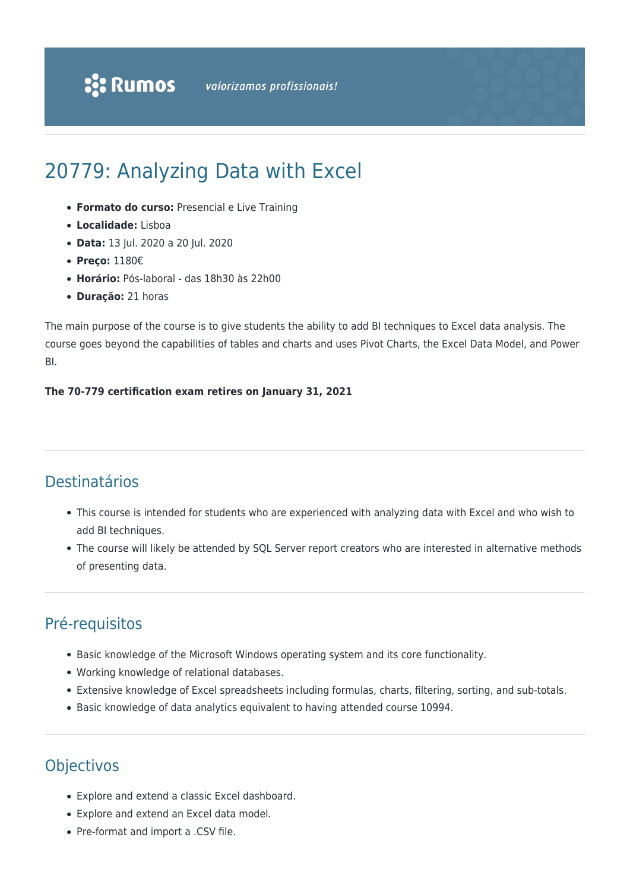Rumos valorizamos profissionais!

# 20779: Analyzing Data with Excel

- **Formato do curso:** Presencial e Live Training
- **Localidade:** Lisboa
- **Data:** 13 Jul. 2020 a 20 Jul. 2020
- **Preço:** 1180€
- **Horário:** Pós-laboral - das 18h30 às 22h00
- **Duração:** 21 horas

The main purpose of the course is to give students the ability to add BI techniques to Excel data analysis. The course goes beyond the capabilities of tables and charts and uses Pivot Charts, the Excel Data Model, and Power BI.

**The 70-779 certification exam retires on January 31, 2021**

## Destinatários

- This course is intended for students who are experienced with analyzing data with Excel and who wish to add BI techniques.
- The course will likely be attended by SQL Server report creators who are interested in alternative methods of presenting data.

## Pré-requisitos

- Basic knowledge of the Microsoft Windows operating system and its core functionality.
- Working knowledge of relational databases.
- Extensive knowledge of Excel spreadsheets including formulas, charts, filtering, sorting, and sub-totals.
- Basic knowledge of data analytics equivalent to having attended course 10994.

## Objectivos

- Explore and extend a classic Excel dashboard.
- Explore and extend an Excel data model.
- Pre-format and import a .CSV file.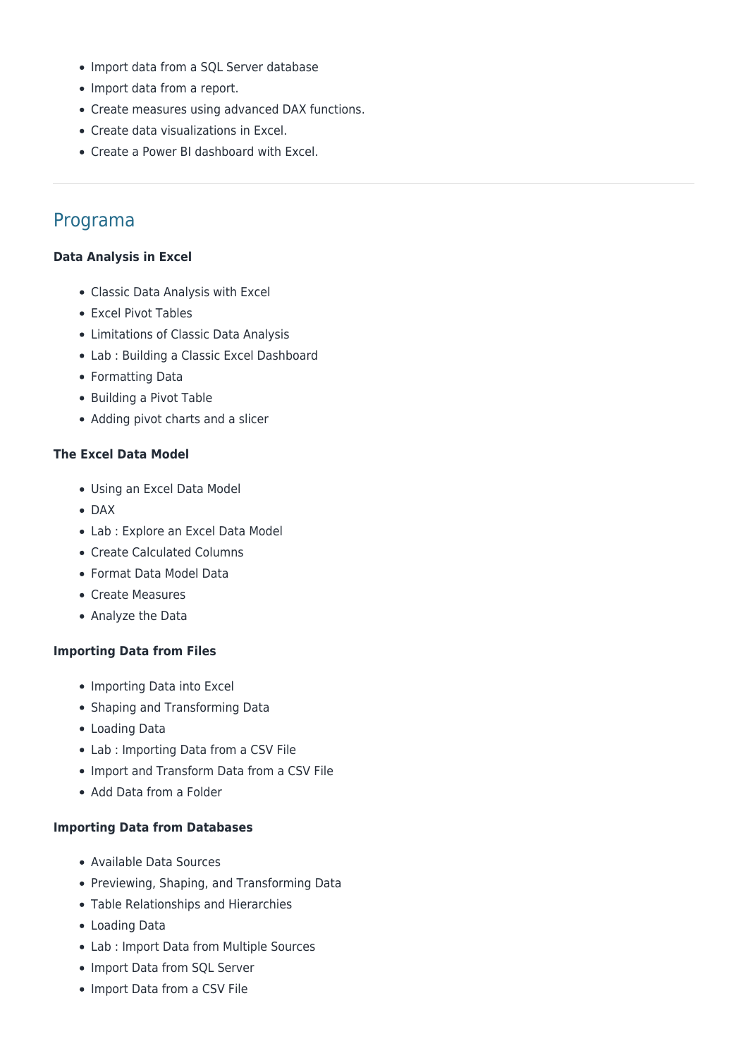- Import data from a SQL Server database
- Import data from a report.
- Create measures using advanced DAX functions.
- Create data visualizations in Excel.
- Create a Power BI dashboard with Excel.

---

## Programa

**Data Analysis in Excel**

- Classic Data Analysis with Excel
- Excel Pivot Tables
- Limitations of Classic Data Analysis
- Lab : Building a Classic Excel Dashboard
- Formatting Data
- Building a Pivot Table
- Adding pivot charts and a slicer

**The Excel Data Model**

- Using an Excel Data Model
- DAX
- Lab : Explore an Excel Data Model
- Create Calculated Columns
- Format Data Model Data
- Create Measures
- Analyze the Data

**Importing Data from Files**

- Importing Data into Excel
- Shaping and Transforming Data
- Loading Data
- Lab : Importing Data from a CSV File
- Import and Transform Data from a CSV File
- Add Data from a Folder

**Importing Data from Databases**

- Available Data Sources
- Previewing, Shaping, and Transforming Data
- Table Relationships and Hierarchies
- Loading Data
- Lab : Import Data from Multiple Sources
- Import Data from SQL Server
- Import Data from a CSV File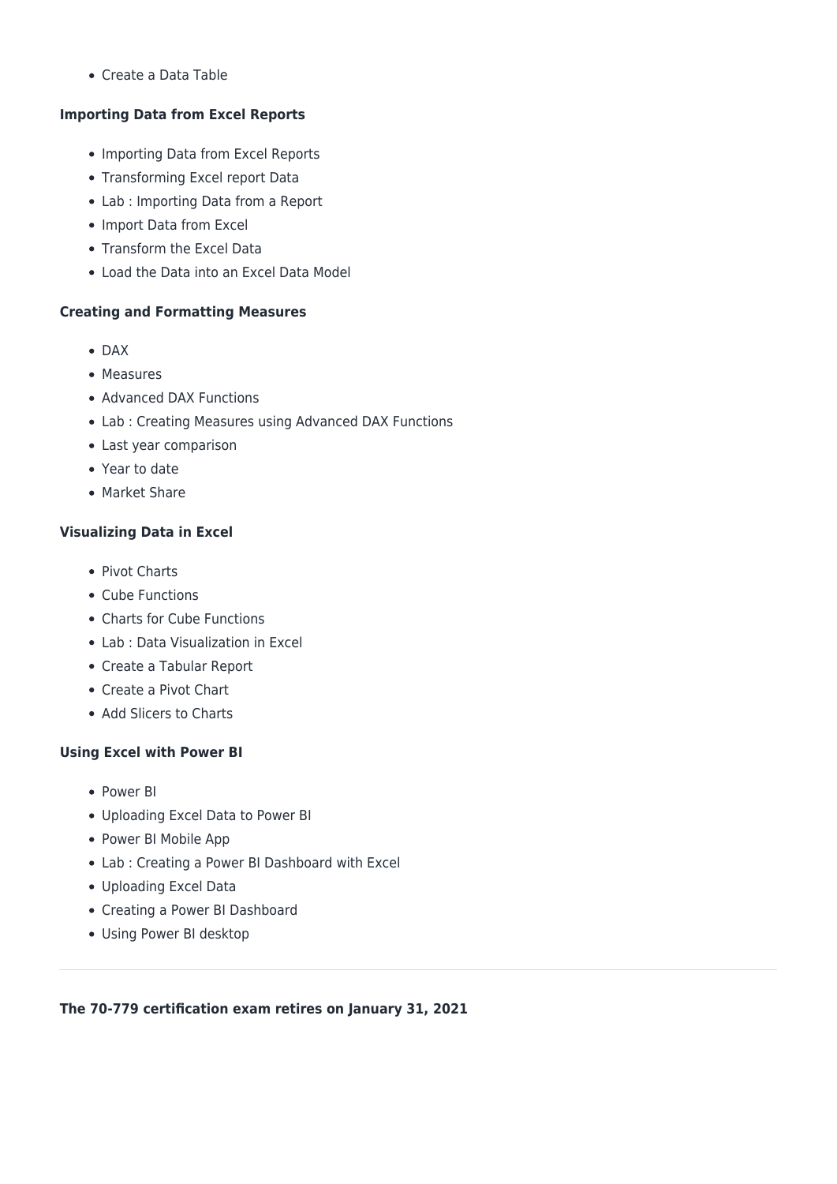- Create a Data Table

**Importing Data from Excel Reports**

- Importing Data from Excel Reports
- Transforming Excel report Data
- Lab : Importing Data from a Report
- Import Data from Excel
- Transform the Excel Data
- Load the Data into an Excel Data Model

**Creating and Formatting Measures**

- DAX
- Measures
- Advanced DAX Functions
- Lab : Creating Measures using Advanced DAX Functions
- Last year comparison
- Year to date
- Market Share

**Visualizing Data in Excel**

- Pivot Charts
- Cube Functions
- Charts for Cube Functions
- Lab : Data Visualization in Excel
- Create a Tabular Report
- Create a Pivot Chart
- Add Slicers to Charts

**Using Excel with Power BI**

- Power BI
- Uploading Excel Data to Power BI
- Power BI Mobile App
- Lab : Creating a Power BI Dashboard with Excel
- Uploading Excel Data
- Creating a Power BI Dashboard
- Using Power BI desktop

---

**The 70-779 certification exam retires on January 31, 2021**